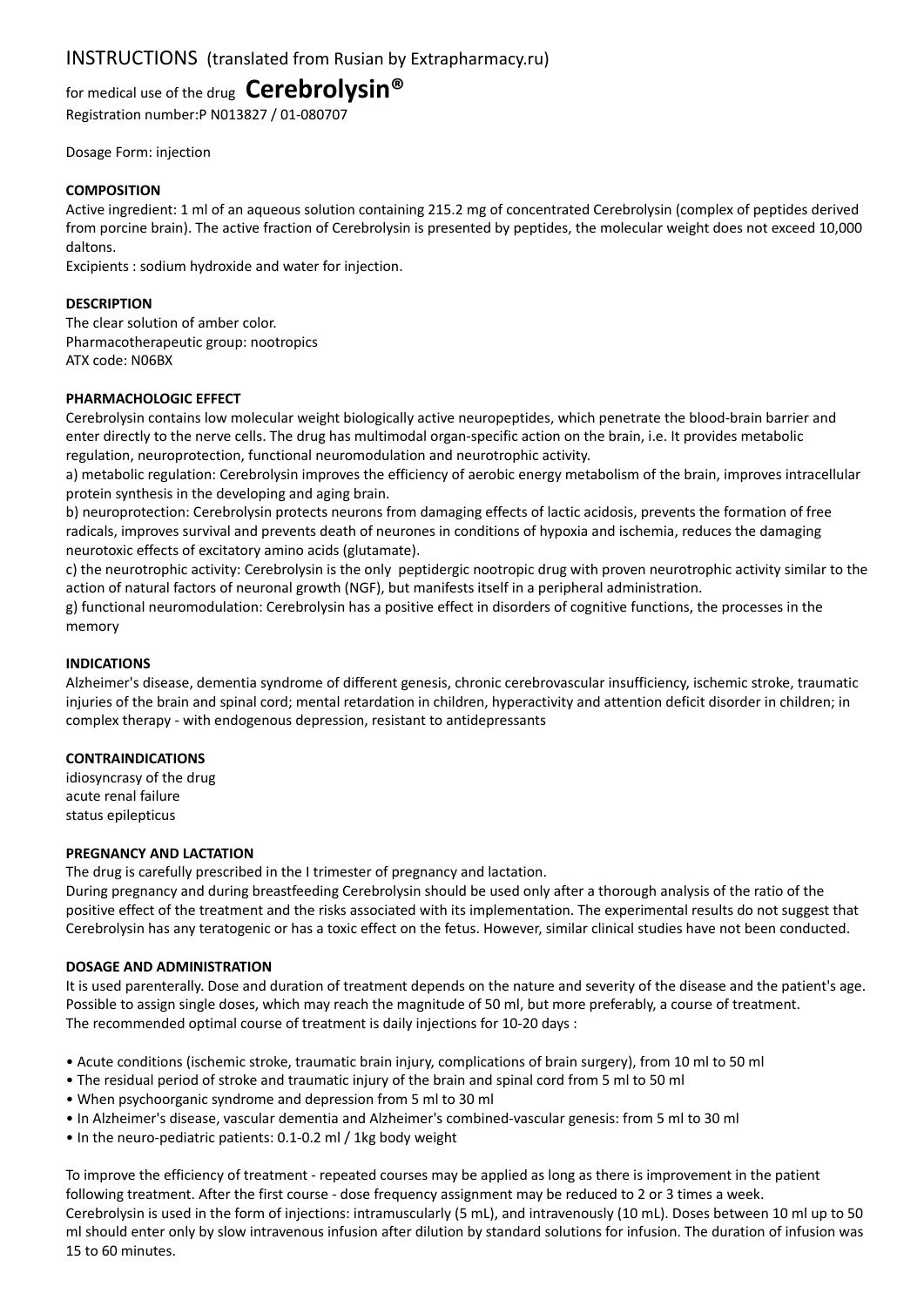# INSTRUCTIONS (translated from Rusian by Extrapharmacy.ru)

for medical use of the drug **Cerebrolysin®**

Registration number:P N013827 / 01-080707

Dosage Form: injection

**COMPOSITION**

Active ingredient: 1 ml of an aqueous solution containing 215.2 mg of concentrated Cerebrolysin (complex of peptides derived from porcine brain). The active fraction of Cerebrolysin is presented by peptides, the molecular weight does not exceed 10,000 daltons.

Excipients : sodium hydroxide and water for injection.

**DESCRIPTION**

The clear solution of amber color.
Pharmacotherapeutic group: nootropics
ATX code: N06BX

**PHARMACHOLOGIC EFFECT**

Cerebrolysin contains low molecular weight biologically active neuropeptides, which penetrate the blood-brain barrier and enter directly to the nerve cells. The drug has multimodal organ-specific action on the brain, i.e. It provides metabolic regulation, neuroprotection, functional neuromodulation and neurotrophic activity.

a) metabolic regulation: Cerebrolysin improves the efficiency of aerobic energy metabolism of the brain, improves intracellular protein synthesis in the developing and aging brain.

b) neuroprotection: Cerebrolysin protects neurons from damaging effects of lactic acidosis, prevents the formation of free radicals, improves survival and prevents death of neurones in conditions of hypoxia and ischemia, reduces the damaging neurotoxic effects of excitatory amino acids (glutamate).

c) the neurotrophic activity: Cerebrolysin is the only peptidergic nootropic drug with proven neurotrophic activity similar to the action of natural factors of neuronal growth (NGF), but manifests itself in a peripheral administration.

g) functional neuromodulation: Cerebrolysin has a positive effect in disorders of cognitive functions, the processes in the memory

**INDICATIONS**

Alzheimer's disease, dementia syndrome of different genesis, chronic cerebrovascular insufficiency, ischemic stroke, traumatic injuries of the brain and spinal cord; mental retardation in children, hyperactivity and attention deficit disorder in children; in complex therapy - with endogenous depression, resistant to antidepressants

**CONTRAINDICATIONS**

idiosyncrasy of the drug
acute renal failure
status epilepticus

**PREGNANCY AND LACTATION**

The drug is carefully prescribed in the I trimester of pregnancy and lactation.

During pregnancy and during breastfeeding Cerebrolysin should be used only after a thorough analysis of the ratio of the positive effect of the treatment and the risks associated with its implementation. The experimental results do not suggest that Cerebrolysin has any teratogenic or has a toxic effect on the fetus. However, similar clinical studies have not been conducted.

**DOSAGE AND ADMINISTRATION**

It is used parenterally. Dose and duration of treatment depends on the nature and severity of the disease and the patient's age. Possible to assign single doses, which may reach the magnitude of 50 ml, but more preferably, a course of treatment.
The recommended optimal course of treatment is daily injections for 10-20 days :

- Acute conditions (ischemic stroke, traumatic brain injury, complications of brain surgery), from 10 ml to 50 ml
- The residual period of stroke and traumatic injury of the brain and spinal cord from 5 ml to 50 ml
- When psychoorganic syndrome and depression from 5 ml to 30 ml
- In Alzheimer's disease, vascular dementia and Alzheimer's combined-vascular genesis: from 5 ml to 30 ml
- In the neuro-pediatric patients: 0.1-0.2 ml / 1kg body weight

To improve the efficiency of treatment - repeated courses may be applied as long as there is improvement in the patient following treatment. After the first course - dose frequency assignment may be reduced to 2 or 3 times a week.

Cerebrolysin is used in the form of injections: intramuscularly (5 mL), and intravenously (10 mL). Doses between 10 ml up to 50 ml should enter only by slow intravenous infusion after dilution by standard solutions for infusion. The duration of infusion was 15 to 60 minutes.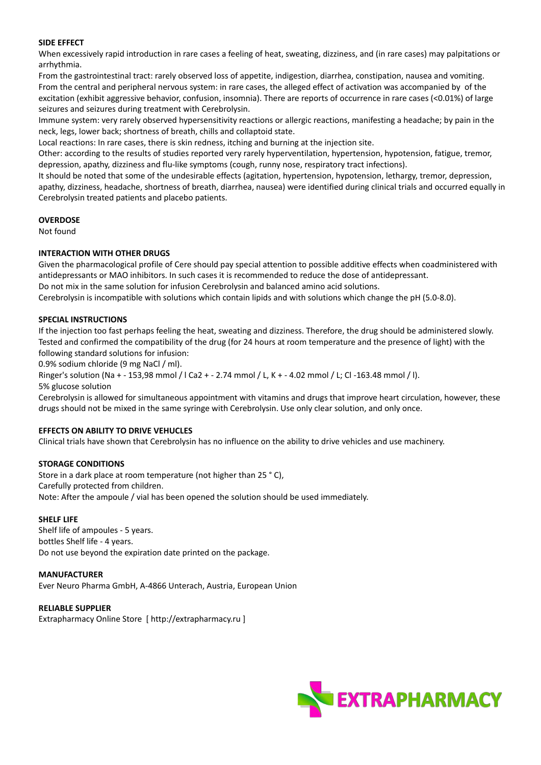**SIDE EFFECT**

When excessively rapid introduction in rare cases a feeling of heat, sweating, dizziness, and (in rare cases) may palpitations or arrhythmia.

From the gastrointestinal tract: rarely observed loss of appetite, indigestion, diarrhea, constipation, nausea and vomiting.

From the central and peripheral nervous system: in rare cases, the alleged effect of activation was accompanied by of the excitation (exhibit aggressive behavior, confusion, insomnia). There are reports of occurrence in rare cases (<0.01%) of large seizures and seizures during treatment with Cerebrolysin.

Immune system: very rarely observed hypersensitivity reactions or allergic reactions, manifesting a headache; by pain in the neck, legs, lower back; shortness of breath, chills and collaptoid state.

Local reactions: In rare cases, there is skin redness, itching and burning at the injection site.

Other: according to the results of studies reported very rarely hyperventilation, hypertension, hypotension, fatigue, tremor, depression, apathy, dizziness and flu-like symptoms (cough, runny nose, respiratory tract infections).

It should be noted that some of the undesirable effects (agitation, hypertension, hypotension, lethargy, tremor, depression, apathy, dizziness, headache, shortness of breath, diarrhea, nausea) were identified during clinical trials and occurred equally in Cerebrolysin treated patients and placebo patients.

**OVERDOSE**

Not found

**INTERACTION WITH OTHER DRUGS**

Given the pharmacological profile of Cere should pay special attention to possible additive effects when coadministered with antidepressants or MAO inhibitors. In such cases it is recommended to reduce the dose of antidepressant.

Do not mix in the same solution for infusion Cerebrolysin and balanced amino acid solutions.

Cerebrolysin is incompatible with solutions which contain lipids and with solutions which change the pH (5.0-8.0).

**SPECIAL INSTRUCTIONS**

If the injection too fast perhaps feeling the heat, sweating and dizziness. Therefore, the drug should be administered slowly.

Tested and confirmed the compatibility of the drug (for 24 hours at room temperature and the presence of light) with the following standard solutions for infusion:

0.9% sodium chloride (9 mg NaCl / ml).

Ringer's solution ($Na^+$ - 153,98 mmol / l $Ca^{2+}$ - 2.74 mmol / L, $K^+$ - 4.02 mmol / L; $Cl^-$ -163.48 mmol / l).

5% glucose solution

Cerebrolysin is allowed for simultaneous appointment with vitamins and drugs that improve heart circulation, however, these drugs should not be mixed in the same syringe with Cerebrolysin. Use only clear solution, and only once.

**EFFECTS ON ABILITY TO DRIVE VEHUCLES**

Clinical trials have shown that Cerebrolysin has no influence on the ability to drive vehicles and use machinery.

**STORAGE CONDITIONS**

Store in a dark place at room temperature (not higher than 25 ° C),

Carefully protected from children.

Note: After the ampoule / vial has been opened the solution should be used immediately.

**SHELF LIFE**

Shelf life of ampoules - 5 years.

bottles Shelf life - 4 years.

Do not use beyond the expiration date printed on the package.

**MANUFACTURER**

Ever Neuro Pharma GmbH, A-4866 Unterach, Austria, European Union

**RELIABLE SUPPLIER**

Extrapharmacy Online Store [ http://extrapharmacy.ru ]

EXTRAPHARMACY